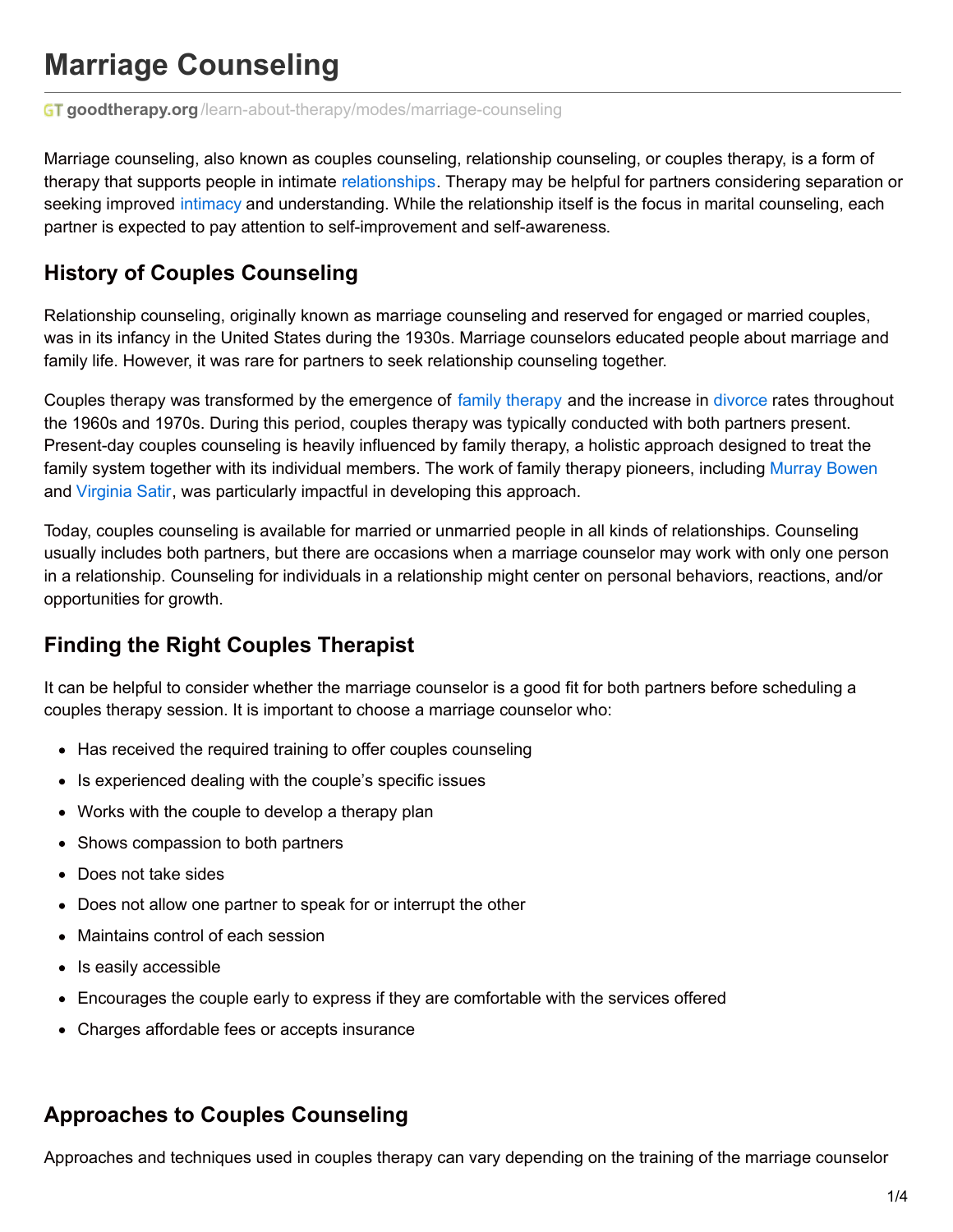# Marriage Counseling

goodtherapy.org/learn-about-therapy/modes/marriage-counseling

Marriage counseling, also known as couples counseling, relationship counseling, or couples therapy, is a form of therapy that supports people in intimate relationships. Therapy may be helpful for partners considering separation or seeking improved intimacy and understanding. While the relationship itself is the focus in marital counseling, each partner is expected to pay attention to self-improvement and self-awareness.

## History of Couples Counseling

Relationship counseling, originally known as marriage counseling and reserved for engaged or married couples, was in its infancy in the United States during the 1930s. Marriage counselors educated people about marriage and family life. However, it was rare for partners to seek relationship counseling together.

Couples therapy was transformed by the emergence of family therapy and the increase in divorce rates throughout the 1960s and 1970s. During this period, couples therapy was typically conducted with both partners present. Present-day couples counseling is heavily influenced by family therapy, a holistic approach designed to treat the family system together with its individual members. The work of family therapy pioneers, including Murray Bowen and Virginia Satir, was particularly impactful in developing this approach.

Today, couples counseling is available for married or unmarried people in all kinds of relationships. Counseling usually includes both partners, but there are occasions when a marriage counselor may work with only one person in a relationship. Counseling for individuals in a relationship might center on personal behaviors, reactions, and/or opportunities for growth.

## Finding the Right Couples Therapist

It can be helpful to consider whether the marriage counselor is a good fit for both partners before scheduling a couples therapy session. It is important to choose a marriage counselor who:

- Has received the required training to offer couples counseling
- Is experienced dealing with the couple's specific issues
- Works with the couple to develop a therapy plan
- Shows compassion to both partners
- Does not take sides
- Does not allow one partner to speak for or interrupt the other
- Maintains control of each session
- Is easily accessible
- Encourages the couple early to express if they are comfortable with the services offered
- Charges affordable fees or accepts insurance

## Approaches to Couples Counseling

Approaches and techniques used in couples therapy can vary depending on the training of the marriage counselor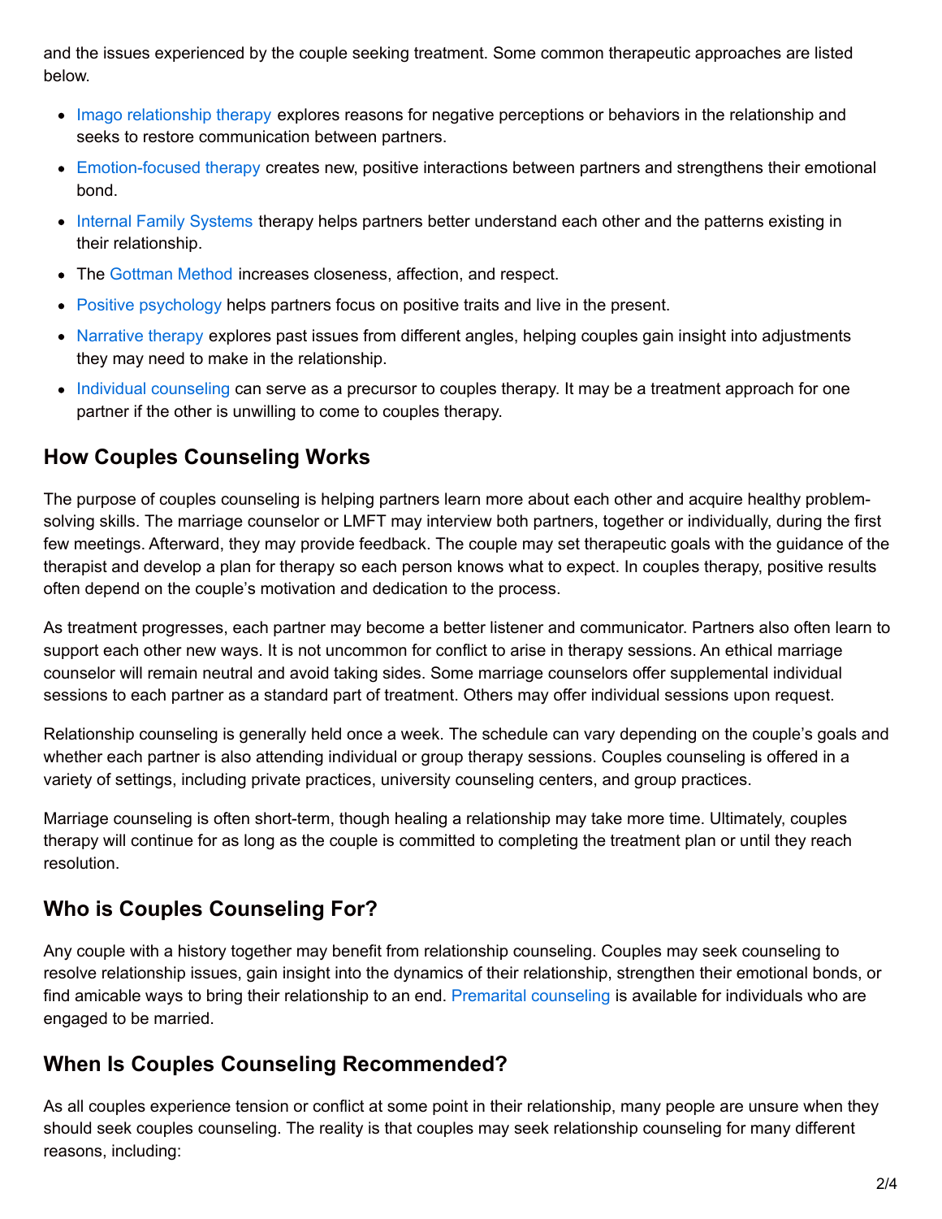and the issues experienced by the couple seeking treatment. Some common therapeutic approaches are listed below.

- Imago relationship therapy explores reasons for negative perceptions or behaviors in the relationship and seeks to restore communication between partners.
- Emotion-focused therapy creates new, positive interactions between partners and strengthens their emotional bond.
- Internal Family Systems therapy helps partners better understand each other and the patterns existing in their relationship.
- The Gottman Method increases closeness, affection, and respect.
- Positive psychology helps partners focus on positive traits and live in the present.
- Narrative therapy explores past issues from different angles, helping couples gain insight into adjustments they may need to make in the relationship.
- Individual counseling can serve as a precursor to couples therapy. It may be a treatment approach for one partner if the other is unwilling to come to couples therapy.

## How Couples Counseling Works

The purpose of couples counseling is helping partners learn more about each other and acquire healthy problem-solving skills. The marriage counselor or LMFT may interview both partners, together or individually, during the first few meetings. Afterward, they may provide feedback. The couple may set therapeutic goals with the guidance of the therapist and develop a plan for therapy so each person knows what to expect. In couples therapy, positive results often depend on the couple's motivation and dedication to the process.

As treatment progresses, each partner may become a better listener and communicator. Partners also often learn to support each other new ways. It is not uncommon for conflict to arise in therapy sessions. An ethical marriage counselor will remain neutral and avoid taking sides. Some marriage counselors offer supplemental individual sessions to each partner as a standard part of treatment. Others may offer individual sessions upon request.

Relationship counseling is generally held once a week. The schedule can vary depending on the couple's goals and whether each partner is also attending individual or group therapy sessions. Couples counseling is offered in a variety of settings, including private practices, university counseling centers, and group practices.

Marriage counseling is often short-term, though healing a relationship may take more time. Ultimately, couples therapy will continue for as long as the couple is committed to completing the treatment plan or until they reach resolution.

## Who is Couples Counseling For?

Any couple with a history together may benefit from relationship counseling. Couples may seek counseling to resolve relationship issues, gain insight into the dynamics of their relationship, strengthen their emotional bonds, or find amicable ways to bring their relationship to an end. Premarital counseling is available for individuals who are engaged to be married.

## When Is Couples Counseling Recommended?

As all couples experience tension or conflict at some point in their relationship, many people are unsure when they should seek couples counseling. The reality is that couples may seek relationship counseling for many different reasons, including: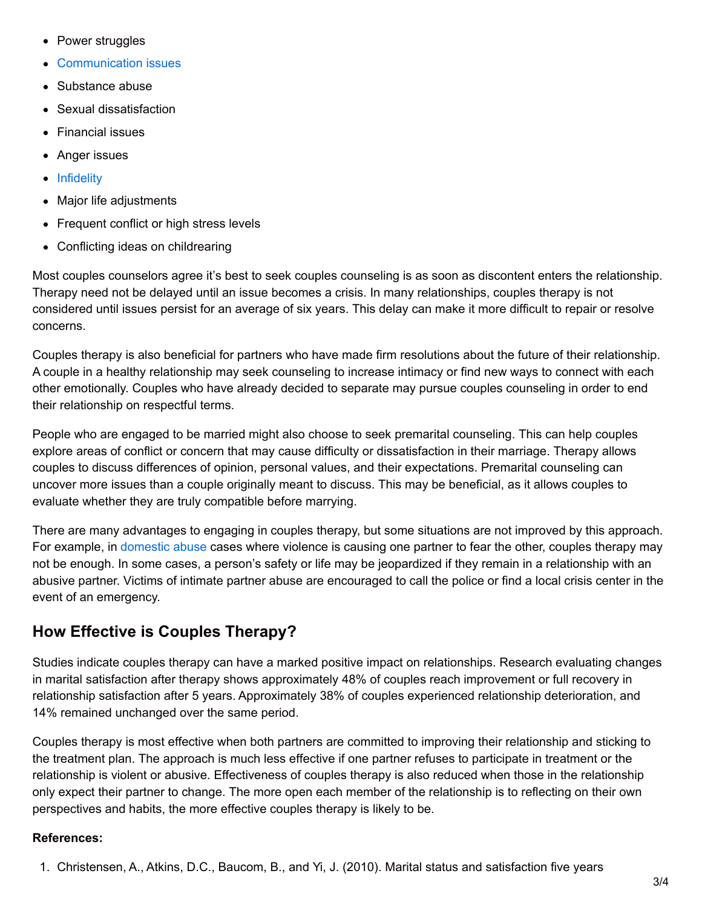- Power struggles
- Communication issues
- Substance abuse
- Sexual dissatisfaction
- Financial issues
- Anger issues
- Infidelity
- Major life adjustments
- Frequent conflict or high stress levels
- Conflicting ideas on childrearing

Most couples counselors agree it's best to seek couples counseling is as soon as discontent enters the relationship. Therapy need not be delayed until an issue becomes a crisis. In many relationships, couples therapy is not considered until issues persist for an average of six years. This delay can make it more difficult to repair or resolve concerns.

Couples therapy is also beneficial for partners who have made firm resolutions about the future of their relationship. A couple in a healthy relationship may seek counseling to increase intimacy or find new ways to connect with each other emotionally. Couples who have already decided to separate may pursue couples counseling in order to end their relationship on respectful terms.

People who are engaged to be married might also choose to seek premarital counseling. This can help couples explore areas of conflict or concern that may cause difficulty or dissatisfaction in their marriage. Therapy allows couples to discuss differences of opinion, personal values, and their expectations. Premarital counseling can uncover more issues than a couple originally meant to discuss. This may be beneficial, as it allows couples to evaluate whether they are truly compatible before marrying.

There are many advantages to engaging in couples therapy, but some situations are not improved by this approach. For example, in domestic abuse cases where violence is causing one partner to fear the other, couples therapy may not be enough. In some cases, a person's safety or life may be jeopardized if they remain in a relationship with an abusive partner. Victims of intimate partner abuse are encouraged to call the police or find a local crisis center in the event of an emergency.

## How Effective is Couples Therapy?

Studies indicate couples therapy can have a marked positive impact on relationships. Research evaluating changes in marital satisfaction after therapy shows approximately 48% of couples reach improvement or full recovery in relationship satisfaction after 5 years. Approximately 38% of couples experienced relationship deterioration, and 14% remained unchanged over the same period.

Couples therapy is most effective when both partners are committed to improving their relationship and sticking to the treatment plan. The approach is much less effective if one partner refuses to participate in treatment or the relationship is violent or abusive. Effectiveness of couples therapy is also reduced when those in the relationship only expect their partner to change. The more open each member of the relationship is to reflecting on their own perspectives and habits, the more effective couples therapy is likely to be.

**References:**

1. Christensen, A., Atkins, D.C., Baucom, B., and Yi, J. (2010). Marital status and satisfaction five years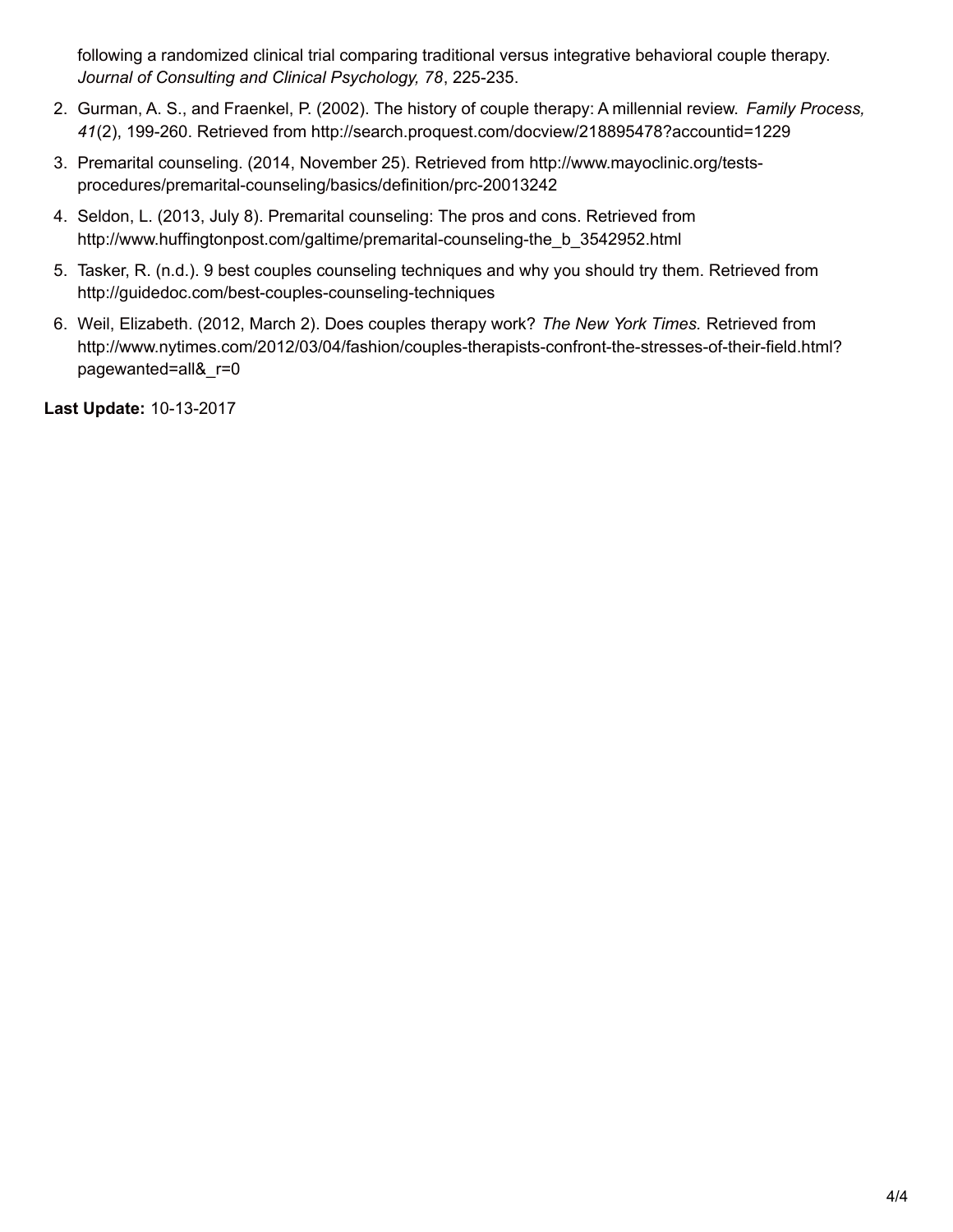following a randomized clinical trial comparing traditional versus integrative behavioral couple therapy. *Journal of Consulting and Clinical Psychology, 78*, 225-235.

2. Gurman, A. S., and Fraenkel, P. (2002). The history of couple therapy: A millennial review. *Family Process, 41*(2), 199-260. Retrieved from http://search.proquest.com/docview/218895478?accountid=1229
3. Premarital counseling. (2014, November 25). Retrieved from http://www.mayoclinic.org/tests-procedures/premarital-counseling/basics/definition/prc-20013242
4. Seldon, L. (2013, July 8). Premarital counseling: The pros and cons. Retrieved from http://www.huffingtonpost.com/galtime/premarital-counseling-the_b_3542952.html
5. Tasker, R. (n.d.). 9 best couples counseling techniques and why you should try them. Retrieved from http://guidedoc.com/best-couples-counseling-techniques
6. Weil, Elizabeth. (2012, March 2). Does couples therapy work? *The New York Times.* Retrieved from http://www.nytimes.com/2012/03/04/fashion/couples-therapists-confront-the-stresses-of-their-field.html?pagewanted=all&_r=0

**Last Update:** 10-13-2017